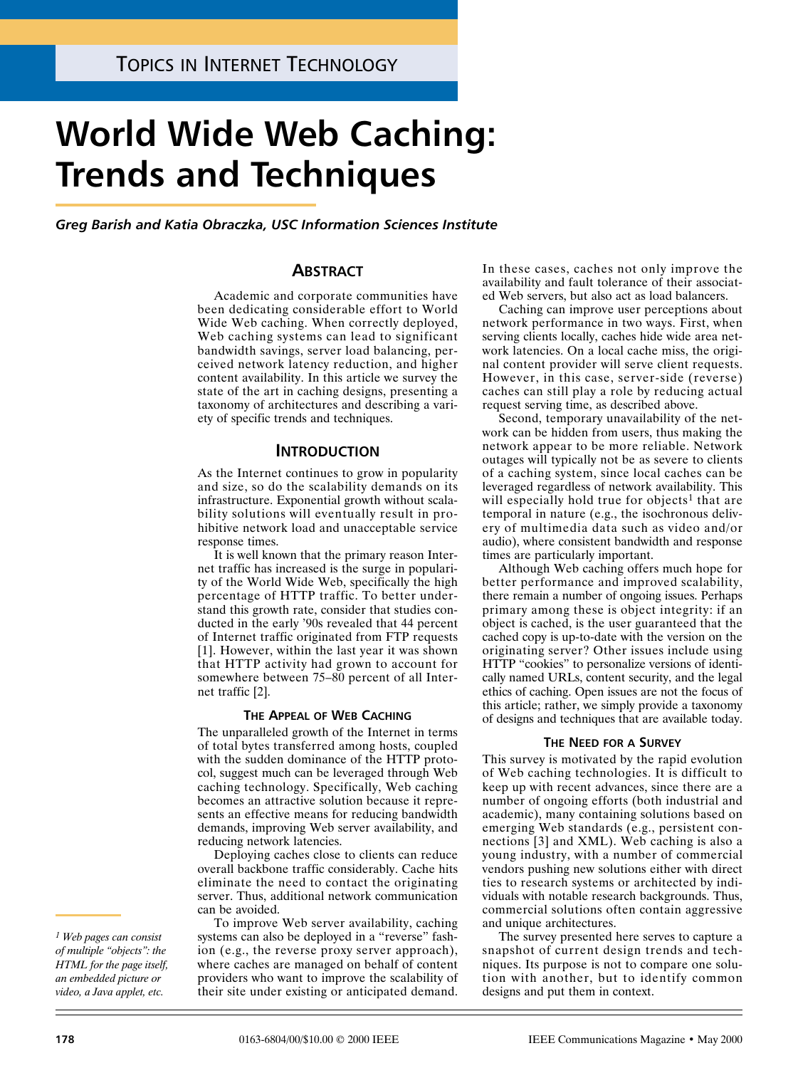Topics in Internet Technology

# World Wide Web Caching: Trends and Techniques

*Greg Barish and Katia Obraczka, USC Information Sciences Institute*

## Abstract

Academic and corporate communities have been dedicating considerable effort to World Wide Web caching. When correctly deployed, Web caching systems can lead to significant bandwidth savings, server load balancing, perceived network latency reduction, and higher content availability. In this article we survey the state of the art in caching designs, presenting a taxonomy of architectures and describing a variety of specific trends and techniques.

## Introduction

As the Internet continues to grow in popularity and size, so do the scalability demands on its infrastructure. Exponential growth without scalability solutions will eventually result in prohibitive network load and unacceptable service response times.

It is well known that the primary reason Internet traffic has increased is the surge in popularity of the World Wide Web, specifically the high percentage of HTTP traffic. To better understand this growth rate, consider that studies conducted in the early '90s revealed that 44 percent of Internet traffic originated from FTP requests [1]. However, within the last year it was shown that HTTP activity had grown to account for somewhere between 75–80 percent of all Internet traffic [2].

### The Appeal of Web Caching

The unparalleled growth of the Internet in terms of total bytes transferred among hosts, coupled with the sudden dominance of the HTTP protocol, suggest much can be leveraged through Web caching technology. Specifically, Web caching becomes an attractive solution because it represents an effective means for reducing bandwidth demands, improving Web server availability, and reducing network latencies.

Deploying caches close to clients can reduce overall backbone traffic considerably. Cache hits eliminate the need to contact the originating server. Thus, additional network communication can be avoided.

To improve Web server availability, caching systems can also be deployed in a "reverse" fashion (e.g., the reverse proxy server approach), where caches are managed on behalf of content providers who want to improve the scalability of their site under existing or anticipated demand. In these cases, caches not only improve the availability and fault tolerance of their associated Web servers, but also act as load balancers.

Caching can improve user perceptions about network performance in two ways. First, when serving clients locally, caches hide wide area network latencies. On a local cache miss, the original content provider will serve client requests. However, in this case, server-side (reverse) caches can still play a role by reducing actual request serving time, as described above.

Second, temporary unavailability of the network can be hidden from users, thus making the network appear to be more reliable. Network outages will typically not be as severe to clients of a caching system, since local caches can be leveraged regardless of network availability. This will especially hold true for objects[1] that are temporal in nature (e.g., the isochronous delivery of multimedia data such as video and/or audio), where consistent bandwidth and response times are particularly important.

Although Web caching offers much hope for better performance and improved scalability, there remain a number of ongoing issues. Perhaps primary among these is object integrity: if an object is cached, is the user guaranteed that the cached copy is up-to-date with the version on the originating server? Other issues include using HTTP "cookies" to personalize versions of identically named URLs, content security, and the legal ethics of caching. Open issues are not the focus of this article; rather, we simply provide a taxonomy of designs and techniques that are available today.

### The Need for a Survey

This survey is motivated by the rapid evolution of Web caching technologies. It is difficult to keep up with recent advances, since there are a number of ongoing efforts (both industrial and academic), many containing solutions based on emerging Web standards (e.g., persistent connections [3] and XML). Web caching is also a young industry, with a number of commercial vendors pushing new solutions either with direct ties to research systems or architected by individuals with notable research backgrounds. Thus, commercial solutions often contain aggressive and unique architectures.

The survey presented here serves to capture a snapshot of current design trends and techniques. Its purpose is not to compare one solution with another, but to identify common designs and put them in context.

*[1] Web pages can consist of multiple "objects": the HTML for the page itself, an embedded picture or video, a Java applet, etc.*

0163-6804/00/$10.00 © 2000 IEEE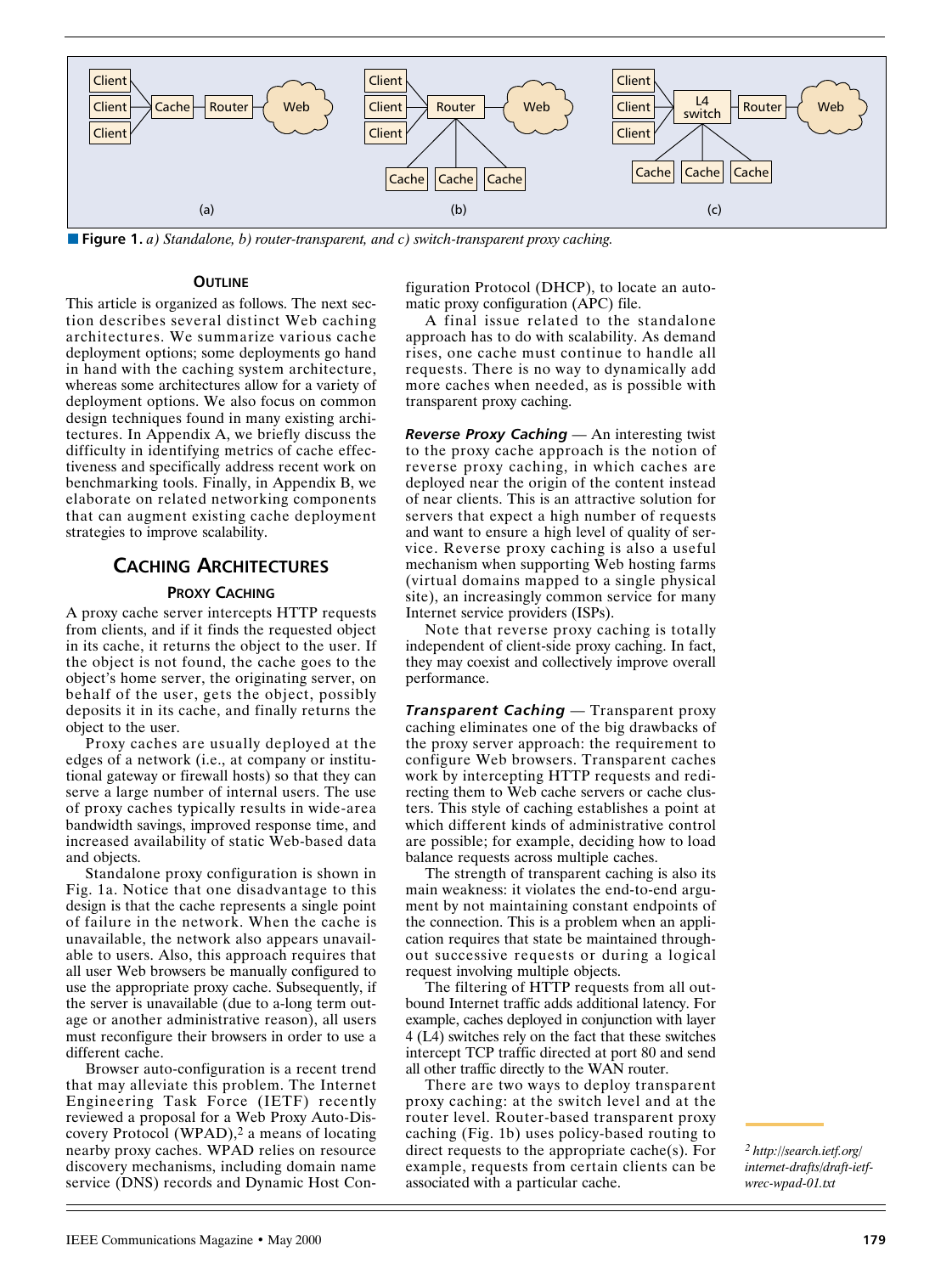**Figure 1.** *a) Standalone, b) router-transparent, and c) switch-transparent proxy caching.*

### OUTLINE

This article is organized as follows. The next section describes several distinct Web caching architectures. We summarize various cache deployment options; some deployments go hand in hand with the caching system architecture, whereas some architectures allow for a variety of deployment options. We also focus on common design techniques found in many existing architectures. In Appendix A, we briefly discuss the difficulty in identifying metrics of cache effectiveness and specifically address recent work on benchmarking tools. Finally, in Appendix B, we elaborate on related networking components that can augment existing cache deployment strategies to improve scalability.

## CACHING ARCHITECTURES

### PROXY CACHING

A proxy cache server intercepts HTTP requests from clients, and if it finds the requested object in its cache, it returns the object to the user. If the object is not found, the cache goes to the object's home server, the originating server, on behalf of the user, gets the object, possibly deposits it in its cache, and finally returns the object to the user.

Proxy caches are usually deployed at the edges of a network (i.e., at company or institutional gateway or firewall hosts) so that they can serve a large number of internal users. The use of proxy caches typically results in wide-area bandwidth savings, improved response time, and increased availability of static Web-based data and objects.

Standalone proxy configuration is shown in Fig. 1a. Notice that one disadvantage to this design is that the cache represents a single point of failure in the network. When the cache is unavailable, the network also appears unavailable to users. Also, this approach requires that all user Web browsers be manually configured to use the appropriate proxy cache. Subsequently, if the server is unavailable (due to a-long term outage or another administrative reason), all users must reconfigure their browsers in order to use a different cache.

Browser auto-configuration is a recent trend that may alleviate this problem. The Internet Engineering Task Force (IETF) recently reviewed a proposal for a Web Proxy Auto-Discovery Protocol (WPAD),[2] a means of locating nearby proxy caches. WPAD relies on resource discovery mechanisms, including domain name service (DNS) records and Dynamic Host Configuration Protocol (DHCP), to locate an automatic proxy configuration (APC) file.

A final issue related to the standalone approach has to do with scalability. As demand rises, one cache must continue to handle all requests. There is no way to dynamically add more caches when needed, as is possible with transparent proxy caching.

***Reverse Proxy Caching*** — An interesting twist to the proxy cache approach is the notion of reverse proxy caching, in which caches are deployed near the origin of the content instead of near clients. This is an attractive solution for servers that expect a high number of requests and want to ensure a high level of quality of service. Reverse proxy caching is also a useful mechanism when supporting Web hosting farms (virtual domains mapped to a single physical site), an increasingly common service for many Internet service providers (ISPs).

Note that reverse proxy caching is totally independent of client-side proxy caching. In fact, they may coexist and collectively improve overall performance.

***Transparent Caching*** — Transparent proxy caching eliminates one of the big drawbacks of the proxy server approach: the requirement to configure Web browsers. Transparent caches work by intercepting HTTP requests and redirecting them to Web cache servers or cache clusters. This style of caching establishes a point at which different kinds of administrative control are possible; for example, deciding how to load balance requests across multiple caches.

The strength of transparent caching is also its main weakness: it violates the end-to-end argument by not maintaining constant endpoints of the connection. This is a problem when an application requires that state be maintained throughout successive requests or during a logical request involving multiple objects.

The filtering of HTTP requests from all outbound Internet traffic adds additional latency. For example, caches deployed in conjunction with layer 4 (L4) switches rely on the fact that these switches intercept TCP traffic directed at port 80 and send all other traffic directly to the WAN router.

There are two ways to deploy transparent proxy caching: at the switch level and at the router level. Router-based transparent proxy caching (Fig. 1b) uses policy-based routing to direct requests to the appropriate cache(s). For example, requests from certain clients can be associated with a particular cache.

[2] *http://search.ietf.org/internet-drafts/draft-ietf-wrec-wpad-01.txt*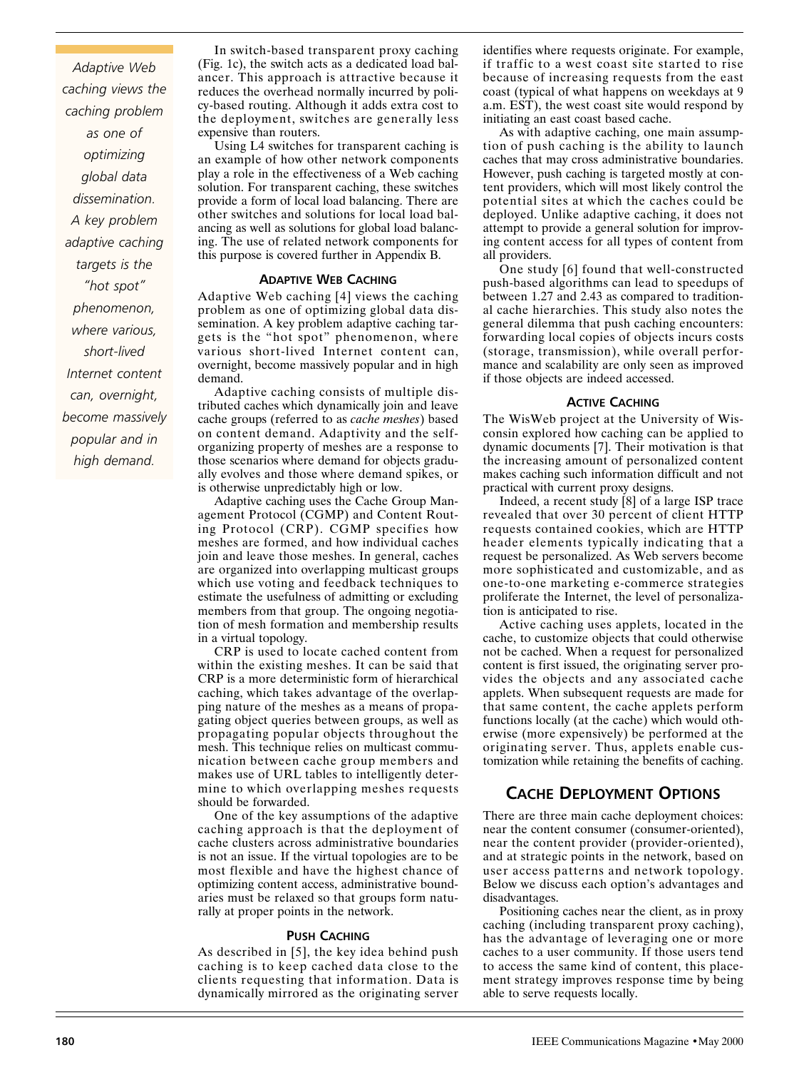In switch-based transparent proxy caching (Fig. 1c), the switch acts as a dedicated load balancer. This approach is attractive because it reduces the overhead normally incurred by policy-based routing. Although it adds extra cost to the deployment, switches are generally less expensive than routers.

Using L4 switches for transparent caching is an example of how other network components play a role in the effectiveness of a Web caching solution. For transparent caching, these switches provide a form of local load balancing. There are other switches and solutions for local load balancing as well as solutions for global load balancing. The use of related network components for this purpose is covered further in Appendix B.

### ADAPTIVE WEB CACHING

*Adaptive Web caching views the caching problem as one of optimizing global data dissemination. A key problem adaptive caching targets is the "hot spot" phenomenon, where various, short-lived Internet content can, overnight, become massively popular and in high demand.*

Adaptive Web caching [4] views the caching problem as one of optimizing global data dissemination. A key problem adaptive caching targets is the "hot spot" phenomenon, where various short-lived Internet content can, overnight, become massively popular and in high demand.

Adaptive caching consists of multiple distributed caches which dynamically join and leave cache groups (referred to as *cache meshes*) based on content demand. Adaptivity and the self-organizing property of meshes are a response to those scenarios where demand for objects gradually evolves and those where demand spikes, or is otherwise unpredictably high or low.

Adaptive caching uses the Cache Group Management Protocol (CGMP) and Content Routing Protocol (CRP). CGMP specifies how meshes are formed, and how individual caches join and leave those meshes. In general, caches are organized into overlapping multicast groups which use voting and feedback techniques to estimate the usefulness of admitting or excluding members from that group. The ongoing negotiation of mesh formation and membership results in a virtual topology.

CRP is used to locate cached content from within the existing meshes. It can be said that CRP is a more deterministic form of hierarchical caching, which takes advantage of the overlapping nature of the meshes as a means of propagating object queries between groups, as well as propagating popular objects throughout the mesh. This technique relies on multicast communication between cache group members and makes use of URL tables to intelligently determine to which overlapping meshes requests should be forwarded.

One of the key assumptions of the adaptive caching approach is that the deployment of cache clusters across administrative boundaries is not an issue. If the virtual topologies are to be most flexible and have the highest chance of optimizing content access, administrative boundaries must be relaxed so that groups form naturally at proper points in the network.

### PUSH CACHING

As described in [5], the key idea behind push caching is to keep cached data close to the clients requesting that information. Data is dynamically mirrored as the originating server identifies where requests originate. For example, if traffic to a west coast site started to rise because of increasing requests from the east coast (typical of what happens on weekdays at 9 a.m. EST), the west coast site would respond by initiating an east coast based cache.

As with adaptive caching, one main assumption of push caching is the ability to launch caches that may cross administrative boundaries. However, push caching is targeted mostly at content providers, which will most likely control the potential sites at which the caches could be deployed. Unlike adaptive caching, it does not attempt to provide a general solution for improving content access for all types of content from all providers.

One study [6] found that well-constructed push-based algorithms can lead to speedups of between 1.27 and 2.43 as compared to traditional cache hierarchies. This study also notes the general dilemma that push caching encounters: forwarding local copies of objects incurs costs (storage, transmission), while overall performance and scalability are only seen as improved if those objects are indeed accessed.

### ACTIVE CACHING

The WisWeb project at the University of Wisconsin explored how caching can be applied to dynamic documents [7]. Their motivation is that the increasing amount of personalized content makes caching such information difficult and not practical with current proxy designs.

Indeed, a recent study [8] of a large ISP trace revealed that over 30 percent of client HTTP requests contained cookies, which are HTTP header elements typically indicating that a request be personalized. As Web servers become more sophisticated and customizable, and as one-to-one marketing e-commerce strategies proliferate the Internet, the level of personalization is anticipated to rise.

Active caching uses applets, located in the cache, to customize objects that could otherwise not be cached. When a request for personalized content is first issued, the originating server provides the objects and any associated cache applets. When subsequent requests are made for that same content, the cache applets perform functions locally (at the cache) which would otherwise (more expensively) be performed at the originating server. Thus, applets enable customization while retaining the benefits of caching.

## CACHE DEPLOYMENT OPTIONS

There are three main cache deployment choices: near the content consumer (consumer-oriented), near the content provider (provider-oriented), and at strategic points in the network, based on user access patterns and network topology. Below we discuss each option's advantages and disadvantages.

Positioning caches near the client, as in proxy caching (including transparent proxy caching), has the advantage of leveraging one or more caches to a user community. If those users tend to access the same kind of content, this placement strategy improves response time by being able to serve requests locally.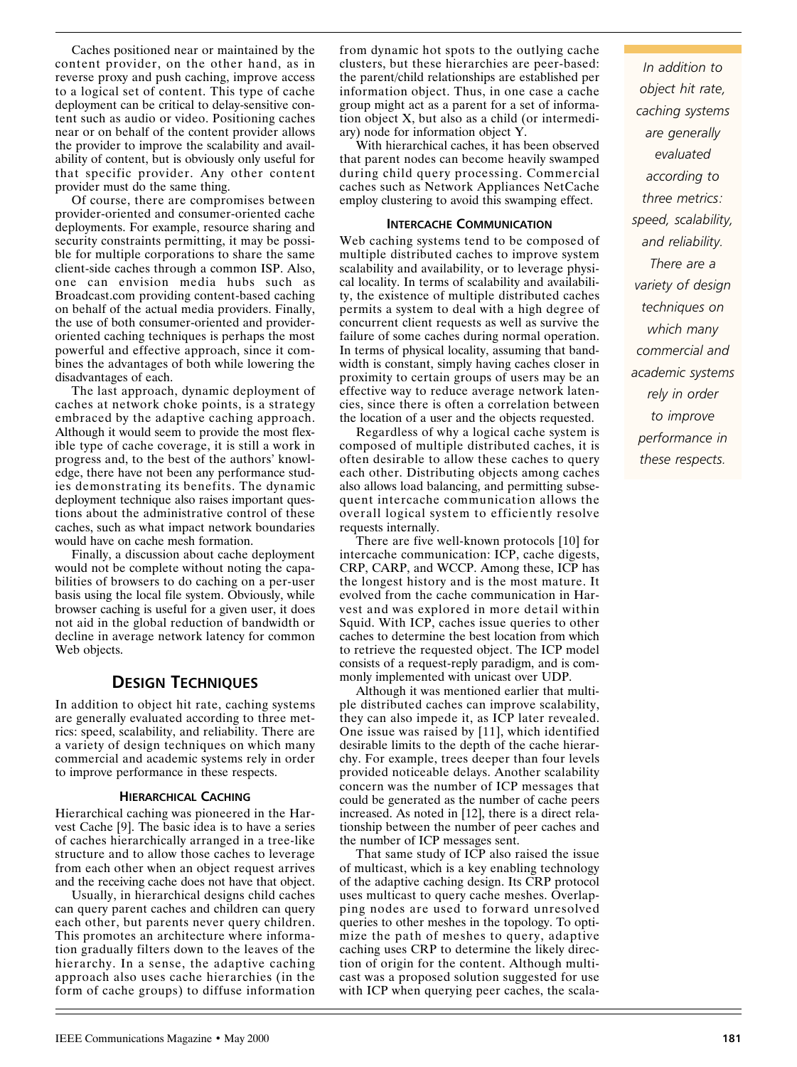Caches positioned near or maintained by the content provider, on the other hand, as in reverse proxy and push caching, improve access to a logical set of content. This type of cache deployment can be critical to delay-sensitive content such as audio or video. Positioning caches near or on behalf of the content provider allows the provider to improve the scalability and availability of content, but is obviously only useful for that specific provider. Any other content provider must do the same thing.

Of course, there are compromises between provider-oriented and consumer-oriented cache deployments. For example, resource sharing and security constraints permitting, it may be possible for multiple corporations to share the same client-side caches through a common ISP. Also, one can envision media hubs such as Broadcast.com providing content-based caching on behalf of the actual media providers. Finally, the use of both consumer-oriented and provider-oriented caching techniques is perhaps the most powerful and effective approach, since it combines the advantages of both while lowering the disadvantages of each.

The last approach, dynamic deployment of caches at network choke points, is a strategy embraced by the adaptive caching approach. Although it would seem to provide the most flexible type of cache coverage, it is still a work in progress and, to the best of the authors' knowledge, there have not been any performance studies demonstrating its benefits. The dynamic deployment technique also raises important questions about the administrative control of these caches, such as what impact network boundaries would have on cache mesh formation.

Finally, a discussion about cache deployment would not be complete without noting the capabilities of browsers to do caching on a per-user basis using the local file system. Obviously, while browser caching is useful for a given user, it does not aid in the global reduction of bandwidth or decline in average network latency for common Web objects.

## Design Techniques

In addition to object hit rate, caching systems are generally evaluated according to three metrics: speed, scalability, and reliability. There are a variety of design techniques on which many commercial and academic systems rely in order to improve performance in these respects.

### Hierarchical Caching

Hierarchical caching was pioneered in the Harvest Cache [9]. The basic idea is to have a series of caches hierarchically arranged in a tree-like structure and to allow those caches to leverage from each other when an object request arrives and the receiving cache does not have that object.

Usually, in hierarchical designs child caches can query parent caches and children can query each other, but parents never query children. This promotes an architecture where information gradually filters down to the leaves of the hierarchy. In a sense, the adaptive caching approach also uses cache hierarchies (in the form of cache groups) to diffuse information from dynamic hot spots to the outlying cache clusters, but these hierarchies are peer-based: the parent/child relationships are established per information object. Thus, in one case a cache group might act as a parent for a set of information object X, but also as a child (or intermediary) node for information object Y.

With hierarchical caches, it has been observed that parent nodes can become heavily swamped during child query processing. Commercial caches such as Network Appliances NetCache employ clustering to avoid this swamping effect.

### Intercache Communication

Web caching systems tend to be composed of multiple distributed caches to improve system scalability and availability, or to leverage physical locality. In terms of scalability and availability, the existence of multiple distributed caches permits a system to deal with a high degree of concurrent client requests as well as survive the failure of some caches during normal operation. In terms of physical locality, assuming that bandwidth is constant, simply having caches closer in proximity to certain groups of users may be an effective way to reduce average network latencies, since there is a correlation between the location of a user and the objects requested.

Regardless of why a logical cache system is composed of multiple distributed caches, it is often desirable to allow these caches to query each other. Distributing objects among caches also allows load balancing, and permitting subsequent intercache communication allows the overall logical system to efficiently resolve requests internally.

There are five well-known protocols [10] for intercache communication: ICP, cache digests, CRP, CARP, and WCCP. Among these, ICP has the longest history and is the most mature. It evolved from the cache communication in Harvest and was explored in more detail within Squid. With ICP, caches issue queries to other caches to determine the best location from which to retrieve the requested object. The ICP model consists of a request-reply paradigm, and is commonly implemented with unicast over UDP.

Although it was mentioned earlier that multiple distributed caches can improve scalability, they can also impede it, as ICP later revealed. One issue was raised by [11], which identified desirable limits to the depth of the cache hierarchy. For example, trees deeper than four levels provided noticeable delays. Another scalability concern was the number of ICP messages that could be generated as the number of cache peers increased. As noted in [12], there is a direct relationship between the number of peer caches and the number of ICP messages sent.

That same study of ICP also raised the issue of multicast, which is a key enabling technology of the adaptive caching design. Its CRP protocol uses multicast to query cache meshes. Overlapping nodes are used to forward unresolved queries to other meshes in the topology. To optimize the path of meshes to query, adaptive caching uses CRP to determine the likely direction of origin for the content. Although multicast was a proposed solution suggested for use with ICP when querying peer caches, the scala-

*In addition to object hit rate, caching systems are generally evaluated according to three metrics: speed, scalability, and reliability. There are a variety of design techniques on which many commercial and academic systems rely in order to improve performance in these respects.*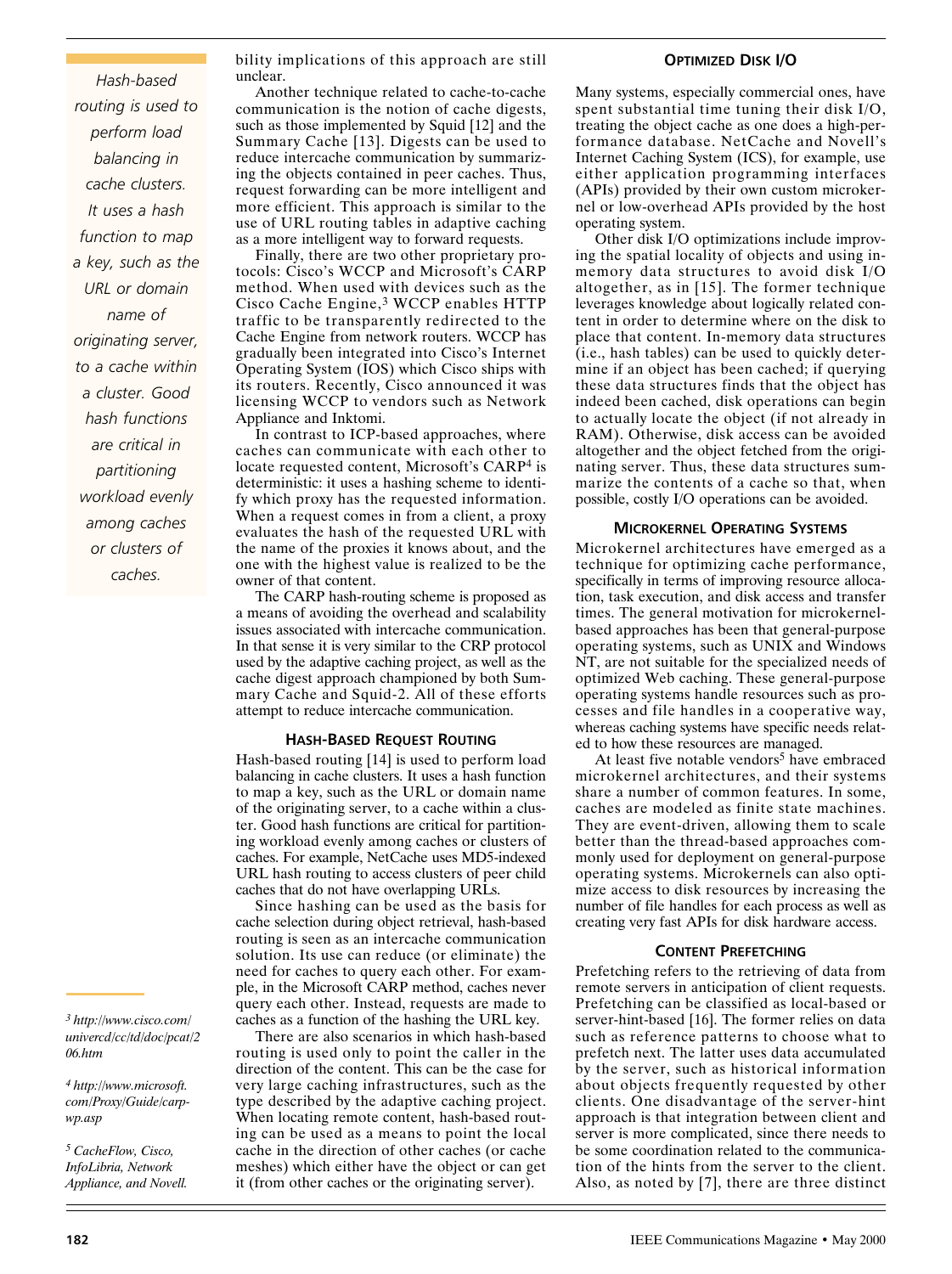bility implications of this approach are still unclear.

Another technique related to cache-to-cache communication is the notion of cache digests, such as those implemented by Squid [12] and the Summary Cache [13]. Digests can be used to reduce intercache communication by summarizing the objects contained in peer caches. Thus, request forwarding can be more intelligent and more efficient. This approach is similar to the use of URL routing tables in adaptive caching as a more intelligent way to forward requests.

Finally, there are two other proprietary protocols: Cisco's WCCP and Microsoft's CARP method. When used with devices such as the Cisco Cache Engine,[3] WCCP enables HTTP traffic to be transparently redirected to the Cache Engine from network routers. WCCP has gradually been integrated into Cisco's Internet Operating System (IOS) which Cisco ships with its routers. Recently, Cisco announced it was licensing WCCP to vendors such as Network Appliance and Inktomi.

In contrast to ICP-based approaches, where caches can communicate with each other to locate requested content, Microsoft's CARP[4] is deterministic: it uses a hashing scheme to identify which proxy has the requested information. When a request comes in from a client, a proxy evaluates the hash of the requested URL with the name of the proxies it knows about, and the one with the highest value is realized to be the owner of that content.

The CARP hash-routing scheme is proposed as a means of avoiding the overhead and scalability issues associated with intercache communication. In that sense it is very similar to the CRP protocol used by the adaptive caching project, as well as the cache digest approach championed by both Summary Cache and Squid-2. All of these efforts attempt to reduce intercache communication.

### HASH-BASED REQUEST ROUTING

Hash-based routing [14] is used to perform load balancing in cache clusters. It uses a hash function to map a key, such as the URL or domain name of the originating server, to a cache within a cluster. Good hash functions are critical for partitioning workload evenly among caches or clusters of caches. For example, NetCache uses MD5-indexed URL hash routing to access clusters of peer child caches that do not have overlapping URLs.

Since hashing can be used as the basis for cache selection during object retrieval, hash-based routing is seen as an intercache communication solution. Its use can reduce (or eliminate) the need for caches to query each other. For example, in the Microsoft CARP method, caches never query each other. Instead, requests are made to caches as a function of the hashing the URL key.

There are also scenarios in which hash-based routing is used only to point the caller in the direction of the content. This can be the case for very large caching infrastructures, such as the type described by the adaptive caching project. When locating remote content, hash-based routing can be used as a means to point the local cache in the direction of other caches (or cache meshes) which either have the object or can get it (from other caches or the originating server).

*Hash-based routing is used to perform load balancing in cache clusters. It uses a hash function to map a key, such as the URL or domain name of originating server, to a cache within a cluster. Good hash functions are critical in partitioning workload evenly among caches or clusters of caches.*

### OPTIMIZED DISK I/O

Many systems, especially commercial ones, have spent substantial time tuning their disk I/O, treating the object cache as one does a high-performance database. NetCache and Novell's Internet Caching System (ICS), for example, use either application programming interfaces (APIs) provided by their own custom microkernel or low-overhead APIs provided by the host operating system.

Other disk I/O optimizations include improving the spatial locality of objects and using in-memory data structures to avoid disk I/O altogether, as in [15]. The former technique leverages knowledge about logically related content in order to determine where on the disk to place that content. In-memory data structures (i.e., hash tables) can be used to quickly determine if an object has been cached; if querying these data structures finds that the object has indeed been cached, disk operations can begin to actually locate the object (if not already in RAM). Otherwise, disk access can be avoided altogether and the object fetched from the originating server. Thus, these data structures summarize the contents of a cache so that, when possible, costly I/O operations can be avoided.

### MICROKERNEL OPERATING SYSTEMS

Microkernel architectures have emerged as a technique for optimizing cache performance, specifically in terms of improving resource allocation, task execution, and disk access and transfer times. The general motivation for microkernel-based approaches has been that general-purpose operating systems, such as UNIX and Windows NT, are not suitable for the specialized needs of optimized Web caching. These general-purpose operating systems handle resources such as processes and file handles in a cooperative way, whereas caching systems have specific needs related to how these resources are managed.

At least five notable vendors[5] have embraced microkernel architectures, and their systems share a number of common features. In some, caches are modeled as finite state machines. They are event-driven, allowing them to scale better than the thread-based approaches commonly used for deployment on general-purpose operating systems. Microkernels can also optimize access to disk resources by increasing the number of file handles for each process as well as creating very fast APIs for disk hardware access.

### CONTENT PREFETCHING

Prefetching refers to the retrieving of data from remote servers in anticipation of client requests. Prefetching can be classified as local-based or server-hint-based [16]. The former relies on data such as reference patterns to choose what to prefetch next. The latter uses data accumulated by the server, such as historical information about objects frequently requested by other clients. One disadvantage of the server-hint approach is that integration between client and server is more complicated, since there needs to be some coordination related to the communication of the hints from the server to the client. Also, as noted by [7], there are three distinct

---

[3] *http://www.cisco.com/univercd/cc/td/doc/pcat/206.htm*

[4] *http://www.microsoft.com/Proxy/Guide/carp-wp.asp*

[5] *CacheFlow, Cisco, InfoLibria, Network Appliance, and Novell.*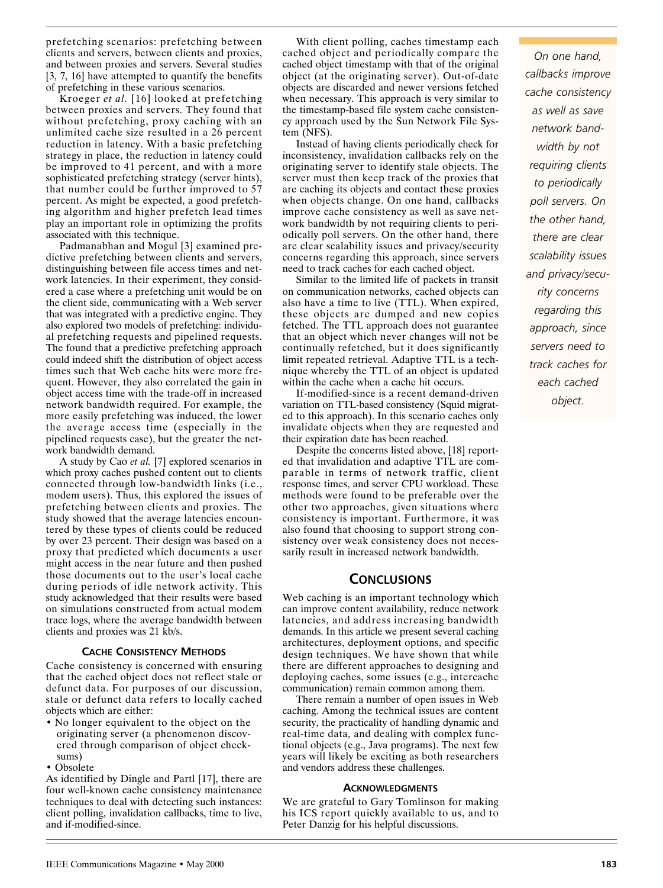prefetching scenarios: prefetching between clients and servers, between clients and proxies, and between proxies and servers. Several studies [3, 7, 16] have attempted to quantify the benefits of prefetching in these various scenarios.

Kroeger *et al.* [16] looked at prefetching between proxies and servers. They found that without prefetching, proxy caching with an unlimited cache size resulted in a 26 percent reduction in latency. With a basic prefetching strategy in place, the reduction in latency could be improved to 41 percent, and with a more sophisticated prefetching strategy (server hints), that number could be further improved to 57 percent. As might be expected, a good prefetching algorithm and higher prefetch lead times play an important role in optimizing the profits associated with this technique.

Padmanabhan and Mogul [3] examined predictive prefetching between clients and servers, distinguishing between file access times and network latencies. In their experiment, they considered a case where a prefetching unit would be on the client side, communicating with a Web server that was integrated with a predictive engine. They also explored two models of prefetching: individual prefetching requests and pipelined requests. The found that a predictive prefetching approach could indeed shift the distribution of object access times such that Web cache hits were more frequent. However, they also correlated the gain in object access time with the trade-off in increased network bandwidth required. For example, the more easily prefetching was induced, the lower the average access time (especially in the pipelined requests case), but the greater the network bandwidth demand.

A study by Cao *et al.* [7] explored scenarios in which proxy caches pushed content out to clients connected through low-bandwidth links (i.e., modem users). Thus, this explored the issues of prefetching between clients and proxies. The study showed that the average latencies encountered by these types of clients could be reduced by over 23 percent. Their design was based on a proxy that predicted which documents a user might access in the near future and then pushed those documents out to the user's local cache during periods of idle network activity. This study acknowledged that their results were based on simulations constructed from actual modem trace logs, where the average bandwidth between clients and proxies was 21 kb/s.

### Cache Consistency Methods

Cache consistency is concerned with ensuring that the cached object does not reflect stale or defunct data. For purposes of our discussion, stale or defunct data refers to locally cached objects which are either:

- No longer equivalent to the object on the originating server (a phenomenon discovered through comparison of object checksums)
- Obsolete

As identified by Dingle and Partl [17], there are four well-known cache consistency maintenance techniques to deal with detecting such instances: client polling, invalidation callbacks, time to live, and if-modified-since.

With client polling, caches timestamp each cached object and periodically compare the cached object timestamp with that of the original object (at the originating server). Out-of-date objects are discarded and newer versions fetched when necessary. This approach is very similar to the timestamp-based file system cache consistency approach used by the Sun Network File System (NFS).

Instead of having clients periodically check for inconsistency, invalidation callbacks rely on the originating server to identify stale objects. The server must then keep track of the proxies that are caching its objects and contact these proxies when objects change. On one hand, callbacks improve cache consistency as well as save network bandwidth by not requiring clients to periodically poll servers. On the other hand, there are clear scalability issues and privacy/security concerns regarding this approach, since servers need to track caches for each cached object.

*On one hand, callbacks improve cache consistency as well as save network bandwidth by not requiring clients to periodically poll servers. On the other hand, there are clear scalability issues and privacy/security concerns regarding this approach, since servers need to track caches for each cached object.*

Similar to the limited life of packets in transit on communication networks, cached objects can also have a time to live (TTL). When expired, these objects are dumped and new copies fetched. The TTL approach does not guarantee that an object which never changes will not be continually refetched, but it does significantly limit repeated retrieval. Adaptive TTL is a technique whereby the TTL of an object is updated within the cache when a cache hit occurs.

If-modified-since is a recent demand-driven variation on TTL-based consistency (Squid migrated to this approach). In this scenario caches only invalidate objects when they are requested and their expiration date has been reached.

Despite the concerns listed above, [18] reported that invalidation and adaptive TTL are comparable in terms of network traffic, client response times, and server CPU workload. These methods were found to be preferable over the other two approaches, given situations where consistency is important. Furthermore, it was also found that choosing to support strong consistency over weak consistency does not necessarily result in increased network bandwidth.

## Conclusions

Web caching is an important technology which can improve content availability, reduce network latencies, and address increasing bandwidth demands. In this article we present several caching architectures, deployment options, and specific design techniques. We have shown that while there are different approaches to designing and deploying caches, some issues (e.g., intercache communication) remain common among them.

There remain a number of open issues in Web caching. Among the technical issues are content security, the practicality of handling dynamic and real-time data, and dealing with complex functional objects (e.g., Java programs). The next few years will likely be exciting as both researchers and vendors address these challenges.

### Acknowledgments

We are grateful to Gary Tomlinson for making his ICS report quickly available to us, and to Peter Danzig for his helpful discussions.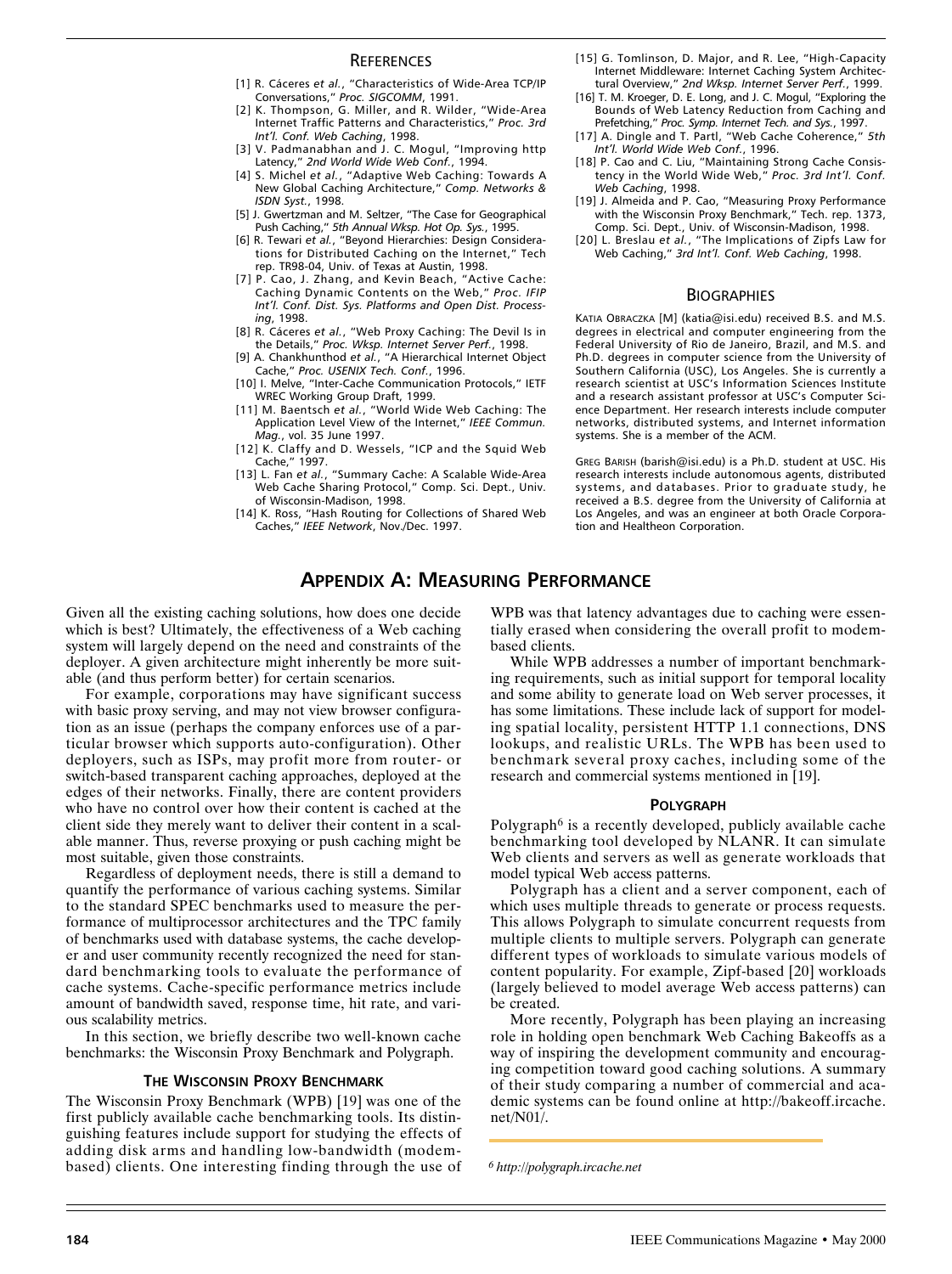## References

[1] R. Cáceres *et al.*, "Characteristics of Wide-Area TCP/IP Conversations," *Proc. SIGCOMM*, 1991.

[2] K. Thompson, G. Miller, and R. Wilder, "Wide-Area Internet Traffic Patterns and Characteristics," *Proc. 3rd Int'l. Conf. Web Caching*, 1998.

[3] V. Padmanabhan and J. C. Mogul, "Improving http Latency," *2nd World Wide Web Conf.*, 1994.

[4] S. Michel *et al.*, "Adaptive Web Caching: Towards A New Global Caching Architecture," *Comp. Networks & ISDN Syst.*, 1998.

[5] J. Gwertzman and M. Seltzer, "The Case for Geographical Push Caching," *5th Annual Wksp. Hot Op. Sys.*, 1995.

[6] R. Tewari *et al.*, "Beyond Hierarchies: Design Considerations for Distributed Caching on the Internet," Tech rep. TR98-04, Univ. of Texas at Austin, 1998.

[7] P. Cao, J. Zhang, and Kevin Beach, "Active Cache: Caching Dynamic Contents on the Web," *Proc. IFIP Int'l. Conf. Dist. Sys. Platforms and Open Dist. Processing*, 1998.

[8] R. Cáceres *et al.*, "Web Proxy Caching: The Devil Is in the Details," *Proc. Wksp. Internet Server Perf.*, 1998.

[9] A. Chankhunthod *et al.*, "A Hierarchical Internet Object Cache," *Proc. USENIX Tech. Conf.*, 1996.

[10] I. Melve, "Inter-Cache Communication Protocols," IETF WREC Working Group Draft, 1999.

[11] M. Baentsch *et al.*, "World Wide Web Caching: The Application Level View of the Internet," *IEEE Commun. Mag.*, vol. 35 June 1997.

[12] K. Claffy and D. Wessels, "ICP and the Squid Web Cache," 1997.

[13] L. Fan *et al.*, "Summary Cache: A Scalable Wide-Area Web Cache Sharing Protocol," Comp. Sci. Dept., Univ. of Wisconsin-Madison, 1998.

[14] K. Ross, "Hash Routing for Collections of Shared Web Caches," *IEEE Network*, Nov./Dec. 1997.

[15] G. Tomlinson, D. Major, and R. Lee, "High-Capacity Internet Middleware: Internet Caching System Architectural Overview," *2nd Wksp. Internet Server Perf.*, 1999.

[16] T. M. Kroeger, D. E. Long, and J. C. Mogul, "Exploring the Bounds of Web Latency Reduction from Caching and Prefetching," *Proc. Symp. Internet Tech. and Sys.*, 1997.

[17] A. Dingle and T. Partl, "Web Cache Coherence," *5th Int'l. World Wide Web Conf.*, 1996.

[18] P. Cao and C. Liu, "Maintaining Strong Cache Consistency in the World Wide Web," *Proc. 3rd Int'l. Conf. Web Caching*, 1998.

[19] J. Almeida and P. Cao, "Measuring Proxy Performance with the Wisconsin Proxy Benchmark," Tech. rep. 1373, Comp. Sci. Dept., Univ. of Wisconsin-Madison, 1998.

[20] L. Breslau *et al.*, "The Implications of Zipfs Law for Web Caching," *3rd Int'l. Conf. Web Caching*, 1998.

## Biographies

KATIA OBRACZKA [M] (katia@isi.edu) received B.S. and M.S. degrees in electrical and computer engineering from the Federal University of Rio de Janeiro, Brazil, and M.S. and Ph.D. degrees in computer science from the University of Southern California (USC), Los Angeles. She is currently a research scientist at USC's Information Sciences Institute and a research assistant professor at USC's Computer Science Department. Her research interests include computer networks, distributed systems, and Internet information systems. She is a member of the ACM.

GREG BARISH (barish@isi.edu) is a Ph.D. student at USC. His research interests include autonomous agents, distributed systems, and databases. Prior to graduate study, he received a B.S. degree from the University of California at Los Angeles, and was an engineer at both Oracle Corporation and Healtheon Corporation.

# Appendix A: Measuring Performance

Given all the existing caching solutions, how does one decide which is best? Ultimately, the effectiveness of a Web caching system will largely depend on the need and constraints of the deployer. A given architecture might inherently be more suitable (and thus perform better) for certain scenarios.

For example, corporations may have significant success with basic proxy serving, and may not view browser configuration as an issue (perhaps the company enforces use of a particular browser which supports auto-configuration). Other deployers, such as ISPs, may profit more from router- or switch-based transparent caching approaches, deployed at the edges of their networks. Finally, there are content providers who have no control over how their content is cached at the client side they merely want to deliver their content in a scalable manner. Thus, reverse proxying or push caching might be most suitable, given those constraints.

Regardless of deployment needs, there is still a demand to quantify the performance of various caching systems. Similar to the standard SPEC benchmarks used to measure the performance of multiprocessor architectures and the TPC family of benchmarks used with database systems, the cache developer and user community recently recognized the need for standard benchmarking tools to evaluate the performance of cache systems. Cache-specific performance metrics include amount of bandwidth saved, response time, hit rate, and various scalability metrics.

In this section, we briefly describe two well-known cache benchmarks: the Wisconsin Proxy Benchmark and Polygraph.

### The Wisconsin Proxy Benchmark

The Wisconsin Proxy Benchmark (WPB) [19] was one of the first publicly available cache benchmarking tools. Its distinguishing features include support for studying the effects of adding disk arms and handling low-bandwidth (modem-based) clients. One interesting finding through the use of WPB was that latency advantages due to caching were essentially erased when considering the overall profit to modem-based clients.

While WPB addresses a number of important benchmarking requirements, such as initial support for temporal locality and some ability to generate load on Web server processes, it has some limitations. These include lack of support for modeling spatial locality, persistent HTTP 1.1 connections, DNS lookups, and realistic URLs. The WPB has been used to benchmark several proxy caches, including some of the research and commercial systems mentioned in [19].

### Polygraph

Polygraph[6] is a recently developed, publicly available cache benchmarking tool developed by NLANR. It can simulate Web clients and servers as well as generate workloads that model typical Web access patterns.

Polygraph has a client and a server component, each of which uses multiple threads to generate or process requests. This allows Polygraph to simulate concurrent requests from multiple clients to multiple servers. Polygraph can generate different types of workloads to simulate various models of content popularity. For example, Zipf-based [20] workloads (largely believed to model average Web access patterns) can be created.

More recently, Polygraph has been playing an increasing role in holding open benchmark Web Caching Bakeoffs as a way of inspiring the development community and encouraging competition toward good caching solutions. A summary of their study comparing a number of commercial and academic systems can be found online at http://bakeoff.ircache.net/N01/.

[6] *http://polygraph.ircache.net*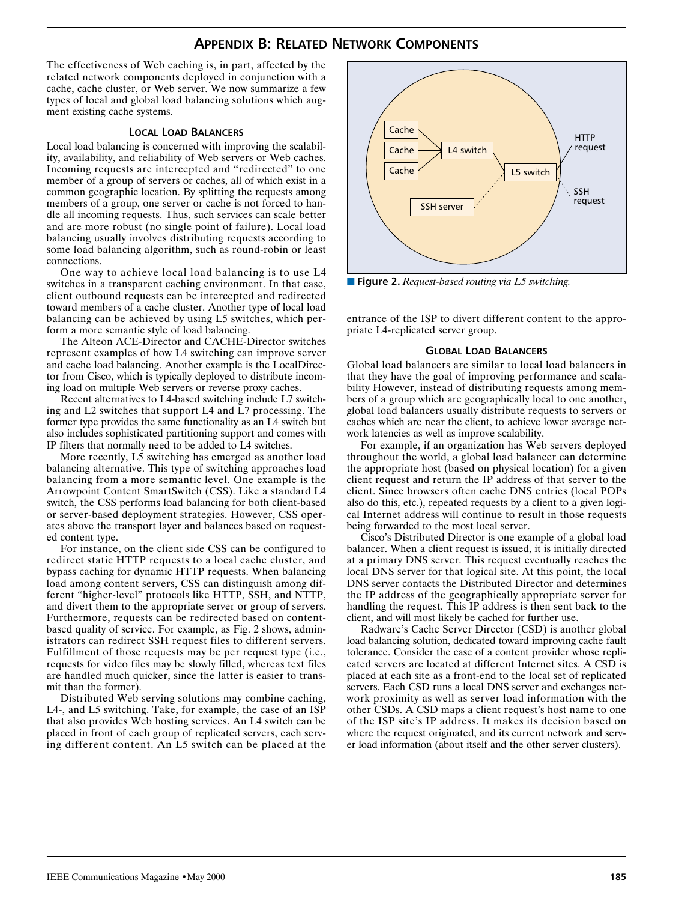## APPENDIX B: RELATED NETWORK COMPONENTS

The effectiveness of Web caching is, in part, affected by the related network components deployed in conjunction with a cache, cache cluster, or Web server. We now summarize a few types of local and global load balancing solutions which augment existing cache systems.

### LOCAL LOAD BALANCERS

Local load balancing is concerned with improving the scalability, availability, and reliability of Web servers or Web caches. Incoming requests are intercepted and "redirected" to one member of a group of servers or caches, all of which exist in a common geographic location. By splitting the requests among members of a group, one server or cache is not forced to handle all incoming requests. Thus, such services can scale better and are more robust (no single point of failure). Local load balancing usually involves distributing requests according to some load balancing algorithm, such as round-robin or least connections.

One way to achieve local load balancing is to use L4 switches in a transparent caching environment. In that case, client outbound requests can be intercepted and redirected toward members of a cache cluster. Another type of local load balancing can be achieved by using L5 switches, which perform a more semantic style of load balancing.

The Alteon ACE-Director and CACHE-Director switches represent examples of how L4 switching can improve server and cache load balancing. Another example is the LocalDirector from Cisco, which is typically deployed to distribute incoming load on multiple Web servers or reverse proxy caches.

Recent alternatives to L4-based switching include L7 switching and L2 switches that support L4 and L7 processing. The former type provides the same functionality as an L4 switch but also includes sophisticated partitioning support and comes with IP filters that normally need to be added to L4 switches.

More recently, L5 switching has emerged as another load balancing alternative. This type of switching approaches load balancing from a more semantic level. One example is the Arrowpoint Content SmartSwitch (CSS). Like a standard L4 switch, the CSS performs load balancing for both client-based or server-based deployment strategies. However, CSS operates above the transport layer and balances based on requested content type.

For instance, on the client side CSS can be configured to redirect static HTTP requests to a local cache cluster, and bypass caching for dynamic HTTP requests. When balancing load among content servers, CSS can distinguish among different "higher-level" protocols like HTTP, SSH, and NTTP, and divert them to the appropriate server or group of servers. Furthermore, requests can be redirected based on content-based quality of service. For example, as Fig. 2 shows, administrators can redirect SSH request files to different servers. Fulfillment of those requests may be per request type (i.e., requests for video files may be slowly filled, whereas text files are handled much quicker, since the latter is easier to transmit than the former).

Distributed Web serving solutions may combine caching, L4-, and L5 switching. Take, for example, the case of an ISP that also provides Web hosting services. An L4 switch can be placed in front of each group of replicated servers, each serving different content. An L5 switch can be placed at the entrance of the ISP to divert different content to the appropriate L4-replicated server group.

Cache
Cache
Cache
L4 switch
L5 switch
HTTP request
SSH request
SSH server

**Figure 2.** *Request-based routing via L5 switching.*

### GLOBAL LOAD BALANCERS

Global load balancers are similar to local load balancers in that they have the goal of improving performance and scalability However, instead of distributing requests among members of a group which are geographically local to one another, global load balancers usually distribute requests to servers or caches which are near the client, to achieve lower average network latencies as well as improve scalability.

For example, if an organization has Web servers deployed throughout the world, a global load balancer can determine the appropriate host (based on physical location) for a given client request and return the IP address of that server to the client. Since browsers often cache DNS entries (local POPs also do this, etc.), repeated requests by a client to a given logical Internet address will continue to result in those requests being forwarded to the most local server.

Cisco's Distributed Director is one example of a global load balancer. When a client request is issued, it is initially directed at a primary DNS server. This request eventually reaches the local DNS server for that logical site. At this point, the local DNS server contacts the Distributed Director and determines the IP address of the geographically appropriate server for handling the request. This IP address is then sent back to the client, and will most likely be cached for further use.

Radware's Cache Server Director (CSD) is another global load balancing solution, dedicated toward improving cache fault tolerance. Consider the case of a content provider whose replicated servers are located at different Internet sites. A CSD is placed at each site as a front-end to the local set of replicated servers. Each CSD runs a local DNS server and exchanges network proximity as well as server load information with the other CSDs. A CSD maps a client request's host name to one of the ISP site's IP address. It makes its decision based on where the request originated, and its current network and server load information (about itself and the other server clusters).